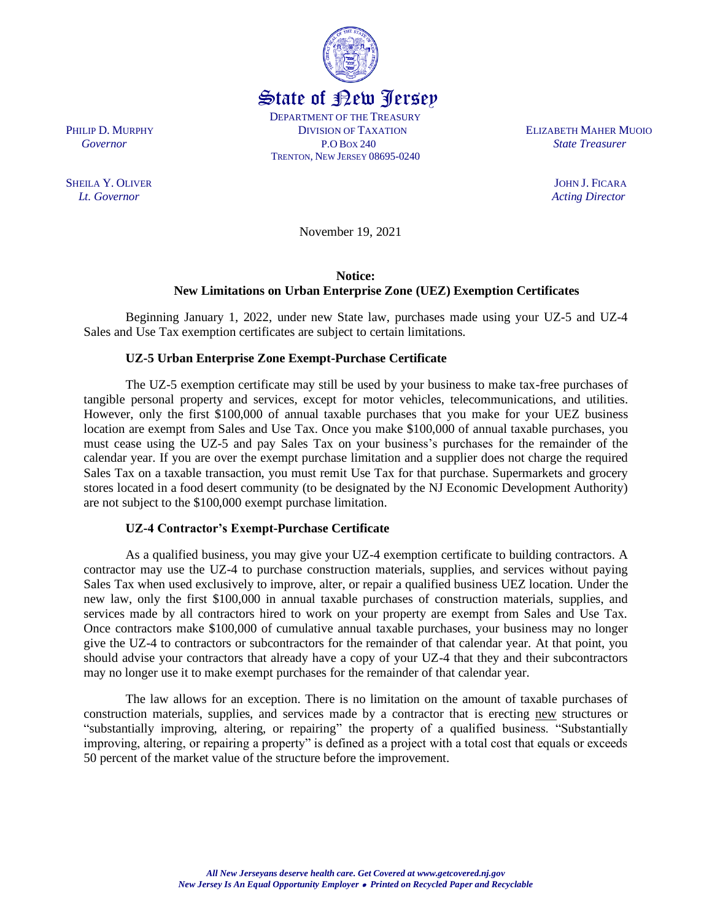State of New Jersey

DEPARTMENT OF THE TREASURY
DIVISION OF TAXATION
P.O BOX 240
TRENTON, NEW JERSEY 08695-0240

PHILIP D. MURPHY
*Governor*

SHEILA Y. OLIVER
*Lt. Governor*

ELIZABETH MAHER MUOIO
*State Treasurer*

JOHN J. FICARA
*Acting Director*

November 19, 2021

**Notice:**
**New Limitations on Urban Enterprise Zone (UEZ) Exemption Certificates**

Beginning January 1, 2022, under new State law, purchases made using your UZ-5 and UZ-4 Sales and Use Tax exemption certificates are subject to certain limitations.

**UZ-5 Urban Enterprise Zone Exempt-Purchase Certificate**

The UZ-5 exemption certificate may still be used by your business to make tax-free purchases of tangible personal property and services, except for motor vehicles, telecommunications, and utilities. However, only the first $100,000 of annual taxable purchases that you make for your UEZ business location are exempt from Sales and Use Tax. Once you make $100,000 of annual taxable purchases, you must cease using the UZ-5 and pay Sales Tax on your business's purchases for the remainder of the calendar year. If you are over the exempt purchase limitation and a supplier does not charge the required Sales Tax on a taxable transaction, you must remit Use Tax for that purchase. Supermarkets and grocery stores located in a food desert community (to be designated by the NJ Economic Development Authority) are not subject to the $100,000 exempt purchase limitation.

**UZ-4 Contractor's Exempt-Purchase Certificate**

As a qualified business, you may give your UZ-4 exemption certificate to building contractors. A contractor may use the UZ-4 to purchase construction materials, supplies, and services without paying Sales Tax when used exclusively to improve, alter, or repair a qualified business UEZ location. Under the new law, only the first $100,000 in annual taxable purchases of construction materials, supplies, and services made by all contractors hired to work on your property are exempt from Sales and Use Tax. Once contractors make $100,000 of cumulative annual taxable purchases, your business may no longer give the UZ-4 to contractors or subcontractors for the remainder of that calendar year. At that point, you should advise your contractors that already have a copy of your UZ-4 that they and their subcontractors may no longer use it to make exempt purchases for the remainder of that calendar year.

The law allows for an exception. There is no limitation on the amount of taxable purchases of construction materials, supplies, and services made by a contractor that is erecting new structures or "substantially improving, altering, or repairing" the property of a qualified business. "Substantially improving, altering, or repairing a property" is defined as a project with a total cost that equals or exceeds 50 percent of the market value of the structure before the improvement.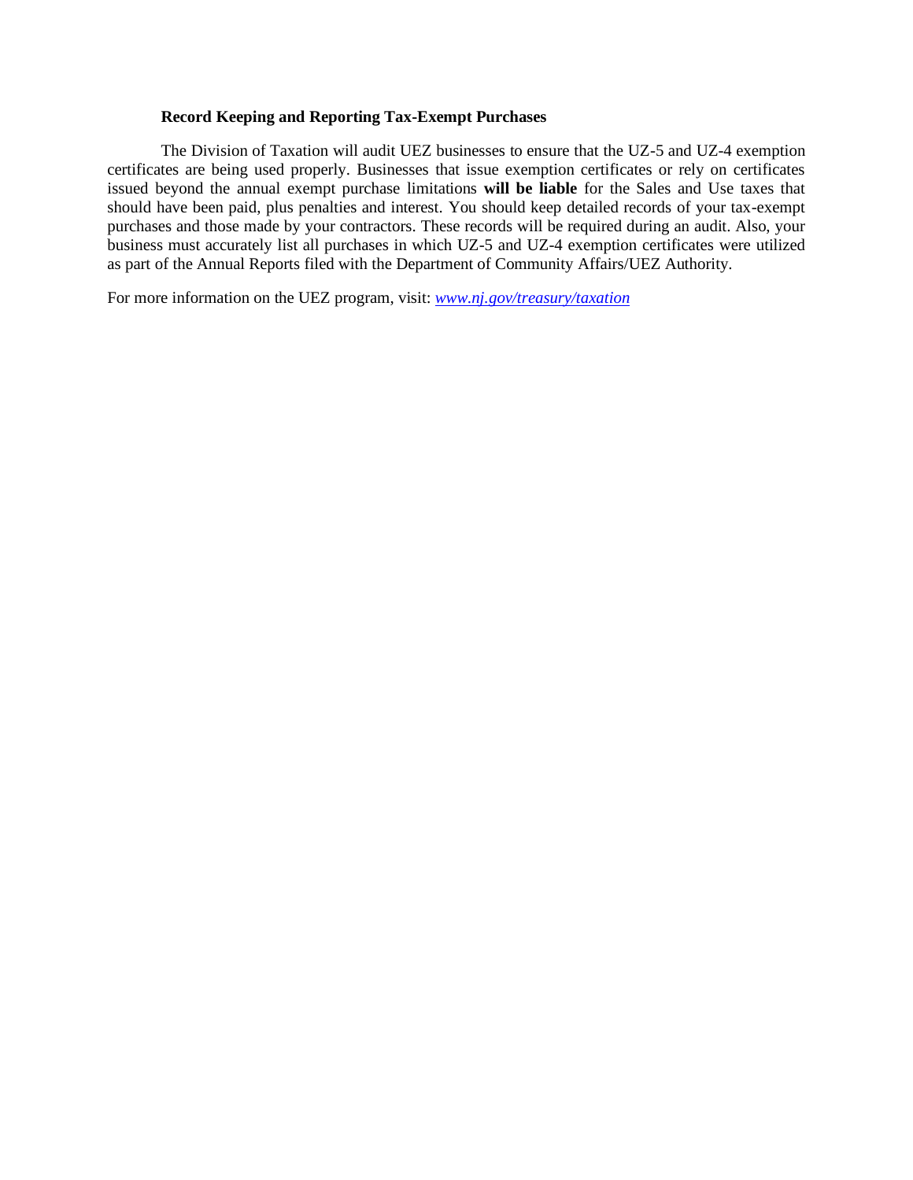**Record Keeping and Reporting Tax-Exempt Purchases**

The Division of Taxation will audit UEZ businesses to ensure that the UZ-5 and UZ-4 exemption certificates are being used properly. Businesses that issue exemption certificates or rely on certificates issued beyond the annual exempt purchase limitations **will be liable** for the Sales and Use taxes that should have been paid, plus penalties and interest. You should keep detailed records of your tax-exempt purchases and those made by your contractors. These records will be required during an audit. Also, your business must accurately list all purchases in which UZ-5 and UZ-4 exemption certificates were utilized as part of the Annual Reports filed with the Department of Community Affairs/UEZ Authority.

For more information on the UEZ program, visit: *www.nj.gov/treasury/taxation*